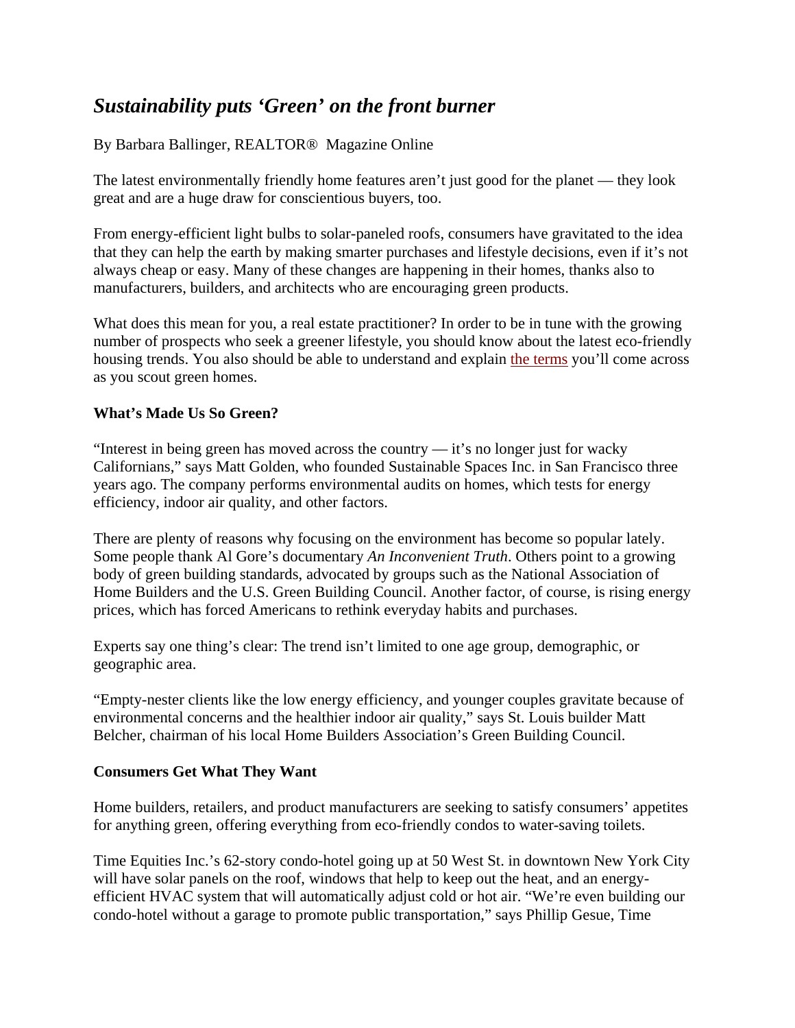# *Sustainability puts 'Green' on the front burner*

By Barbara Ballinger, REALTOR® Magazine Online

The latest environmentally friendly home features aren't just good for the planet — they look great and are a huge draw for conscientious buyers, too.

From energy-efficient light bulbs to solar-paneled roofs, consumers have gravitated to the idea that they can help the earth by making smarter purchases and lifestyle decisions, even if it's not always cheap or easy. Many of these changes are happening in their homes, thanks also to manufacturers, builders, and architects who are encouraging green products.

What does this mean for you, a real estate practitioner? In order to be in tune with the growing number of prospects who seek a greener lifestyle, you should know about the latest eco-friendly housing trends. You also should be able to understand and explain the terms you'll come across as you scout green homes.

**What's Made Us So Green?**

"Interest in being green has moved across the country — it's no longer just for wacky Californians," says Matt Golden, who founded Sustainable Spaces Inc. in San Francisco three years ago. The company performs environmental audits on homes, which tests for energy efficiency, indoor air quality, and other factors.

There are plenty of reasons why focusing on the environment has become so popular lately. Some people thank Al Gore's documentary *An Inconvenient Truth*. Others point to a growing body of green building standards, advocated by groups such as the National Association of Home Builders and the U.S. Green Building Council. Another factor, of course, is rising energy prices, which has forced Americans to rethink everyday habits and purchases.

Experts say one thing's clear: The trend isn't limited to one age group, demographic, or geographic area.

"Empty-nester clients like the low energy efficiency, and younger couples gravitate because of environmental concerns and the healthier indoor air quality," says St. Louis builder Matt Belcher, chairman of his local Home Builders Association's Green Building Council.

**Consumers Get What They Want**

Home builders, retailers, and product manufacturers are seeking to satisfy consumers' appetites for anything green, offering everything from eco-friendly condos to water-saving toilets.

Time Equities Inc.'s 62-story condo-hotel going up at 50 West St. in downtown New York City will have solar panels on the roof, windows that help to keep out the heat, and an energy-efficient HVAC system that will automatically adjust cold or hot air. "We're even building our condo-hotel without a garage to promote public transportation," says Phillip Gesue, Time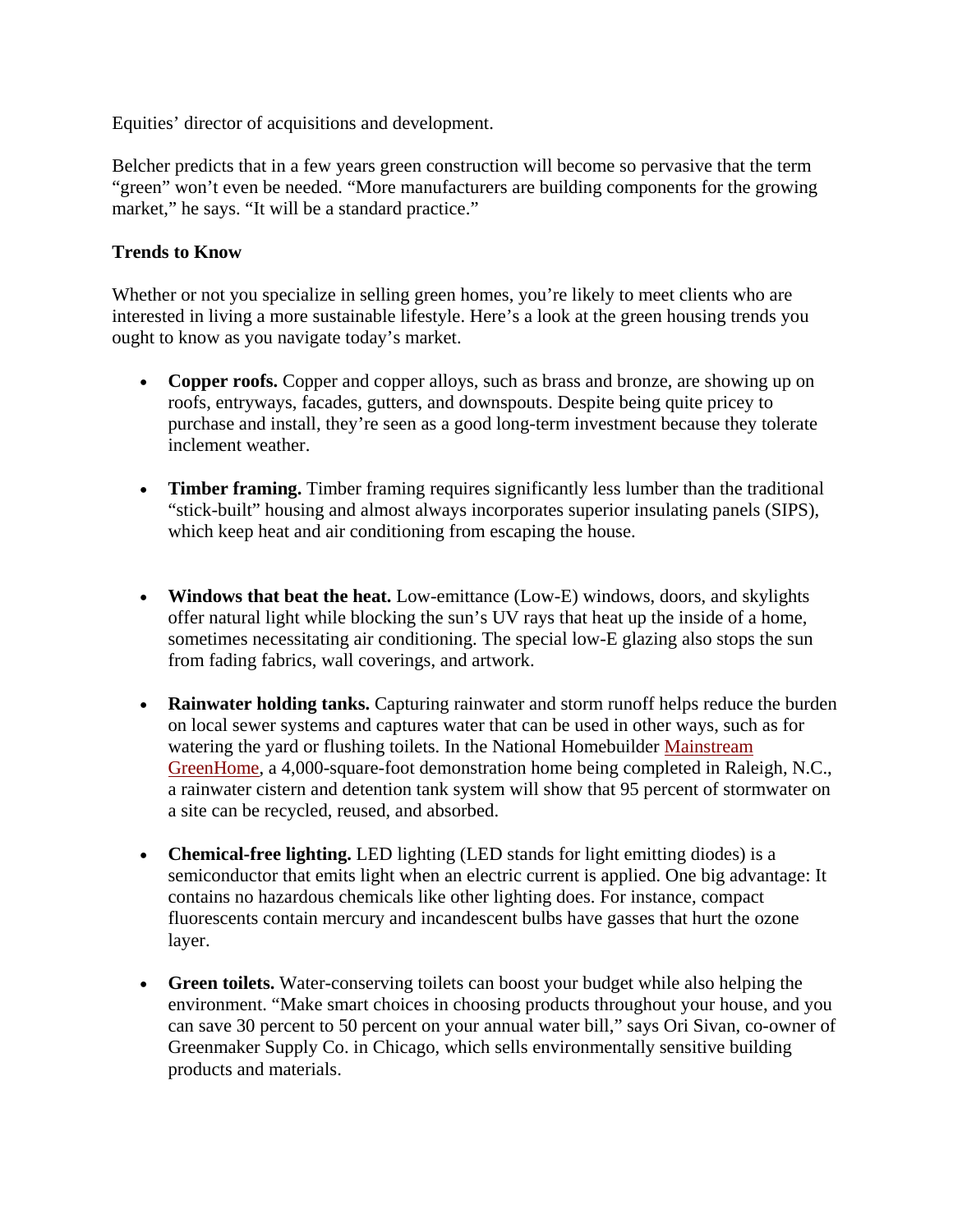Equities' director of acquisitions and development.

Belcher predicts that in a few years green construction will become so pervasive that the term "green" won't even be needed. "More manufacturers are building components for the growing market," he says. "It will be a standard practice."

**Trends to Know**

Whether or not you specialize in selling green homes, you're likely to meet clients who are interested in living a more sustainable lifestyle. Here's a look at the green housing trends you ought to know as you navigate today's market.

- **Copper roofs.** Copper and copper alloys, such as brass and bronze, are showing up on roofs, entryways, facades, gutters, and downspouts. Despite being quite pricey to purchase and install, they're seen as a good long-term investment because they tolerate inclement weather.

- **Timber framing.** Timber framing requires significantly less lumber than the traditional "stick-built" housing and almost always incorporates superior insulating panels (SIPS), which keep heat and air conditioning from escaping the house.

- **Windows that beat the heat.** Low-emittance (Low-E) windows, doors, and skylights offer natural light while blocking the sun's UV rays that heat up the inside of a home, sometimes necessitating air conditioning. The special low-E glazing also stops the sun from fading fabrics, wall coverings, and artwork.

- **Rainwater holding tanks.** Capturing rainwater and storm runoff helps reduce the burden on local sewer systems and captures water that can be used in other ways, such as for watering the yard or flushing toilets. In the National Homebuilder Mainstream GreenHome, a 4,000-square-foot demonstration home being completed in Raleigh, N.C., a rainwater cistern and detention tank system will show that 95 percent of stormwater on a site can be recycled, reused, and absorbed.

- **Chemical-free lighting.** LED lighting (LED stands for light emitting diodes) is a semiconductor that emits light when an electric current is applied. One big advantage: It contains no hazardous chemicals like other lighting does. For instance, compact fluorescents contain mercury and incandescent bulbs have gasses that hurt the ozone layer.

- **Green toilets.** Water-conserving toilets can boost your budget while also helping the environment. "Make smart choices in choosing products throughout your house, and you can save 30 percent to 50 percent on your annual water bill," says Ori Sivan, co-owner of Greenmaker Supply Co. in Chicago, which sells environmentally sensitive building products and materials.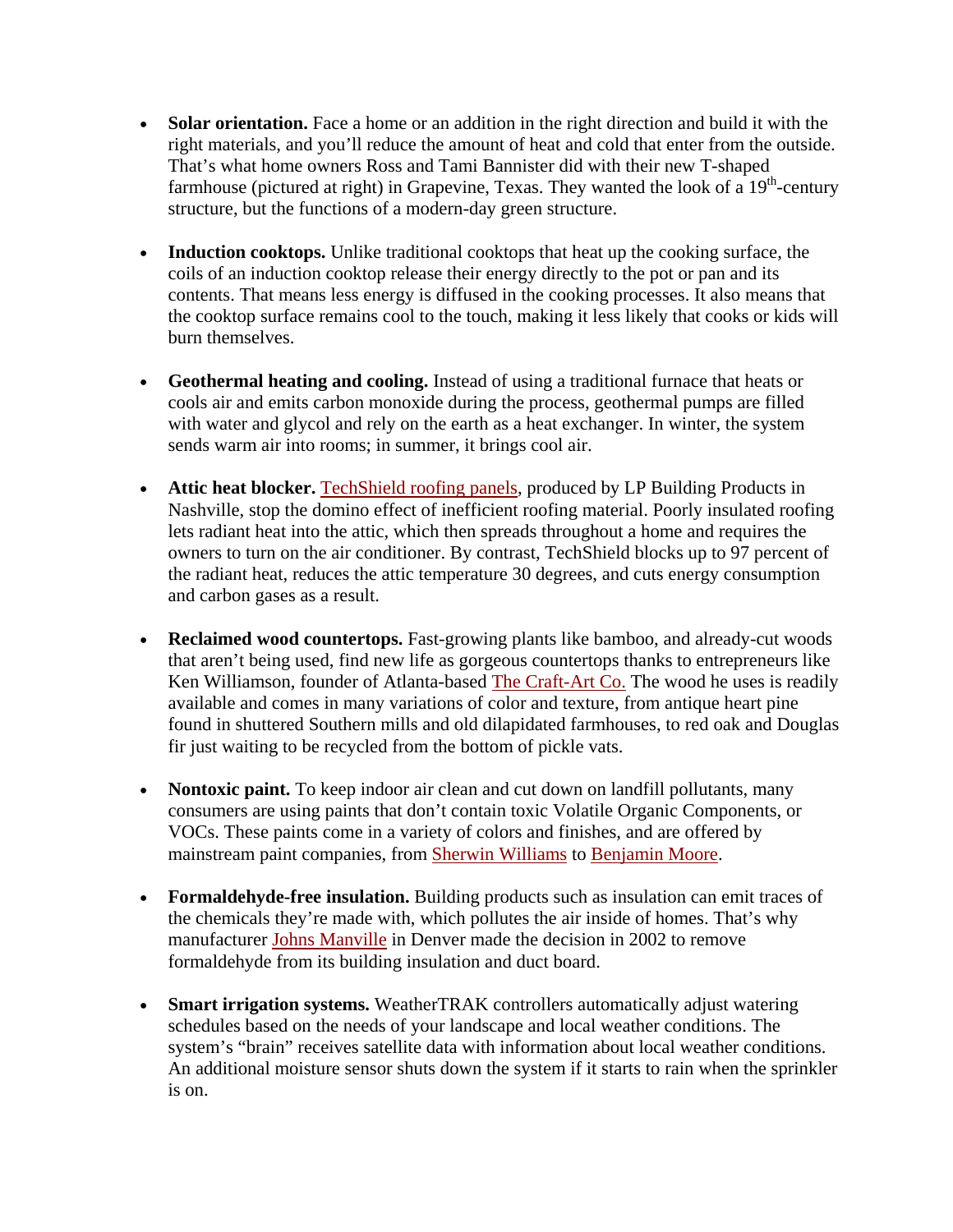- **Solar orientation.** Face a home or an addition in the right direction and build it with the right materials, and you'll reduce the amount of heat and cold that enter from the outside. That's what home owners Ross and Tami Bannister did with their new T-shaped farmhouse (pictured at right) in Grapevine, Texas. They wanted the look of a 19th-century structure, but the functions of a modern-day green structure.

- **Induction cooktops.** Unlike traditional cooktops that heat up the cooking surface, the coils of an induction cooktop release their energy directly to the pot or pan and its contents. That means less energy is diffused in the cooking processes. It also means that the cooktop surface remains cool to the touch, making it less likely that cooks or kids will burn themselves.

- **Geothermal heating and cooling.** Instead of using a traditional furnace that heats or cools air and emits carbon monoxide during the process, geothermal pumps are filled with water and glycol and rely on the earth as a heat exchanger. In winter, the system sends warm air into rooms; in summer, it brings cool air.

- **Attic heat blocker.** TechShield roofing panels, produced by LP Building Products in Nashville, stop the domino effect of inefficient roofing material. Poorly insulated roofing lets radiant heat into the attic, which then spreads throughout a home and requires the owners to turn on the air conditioner. By contrast, TechShield blocks up to 97 percent of the radiant heat, reduces the attic temperature 30 degrees, and cuts energy consumption and carbon gases as a result.

- **Reclaimed wood countertops.** Fast-growing plants like bamboo, and already-cut woods that aren't being used, find new life as gorgeous countertops thanks to entrepreneurs like Ken Williamson, founder of Atlanta-based The Craft-Art Co. The wood he uses is readily available and comes in many variations of color and texture, from antique heart pine found in shuttered Southern mills and old dilapidated farmhouses, to red oak and Douglas fir just waiting to be recycled from the bottom of pickle vats.

- **Nontoxic paint.** To keep indoor air clean and cut down on landfill pollutants, many consumers are using paints that don't contain toxic Volatile Organic Components, or VOCs. These paints come in a variety of colors and finishes, and are offered by mainstream paint companies, from Sherwin Williams to Benjamin Moore.

- **Formaldehyde-free insulation.** Building products such as insulation can emit traces of the chemicals they're made with, which pollutes the air inside of homes. That's why manufacturer Johns Manville in Denver made the decision in 2002 to remove formaldehyde from its building insulation and duct board.

- **Smart irrigation systems.** WeatherTRAK controllers automatically adjust watering schedules based on the needs of your landscape and local weather conditions. The system's "brain" receives satellite data with information about local weather conditions. An additional moisture sensor shuts down the system if it starts to rain when the sprinkler is on.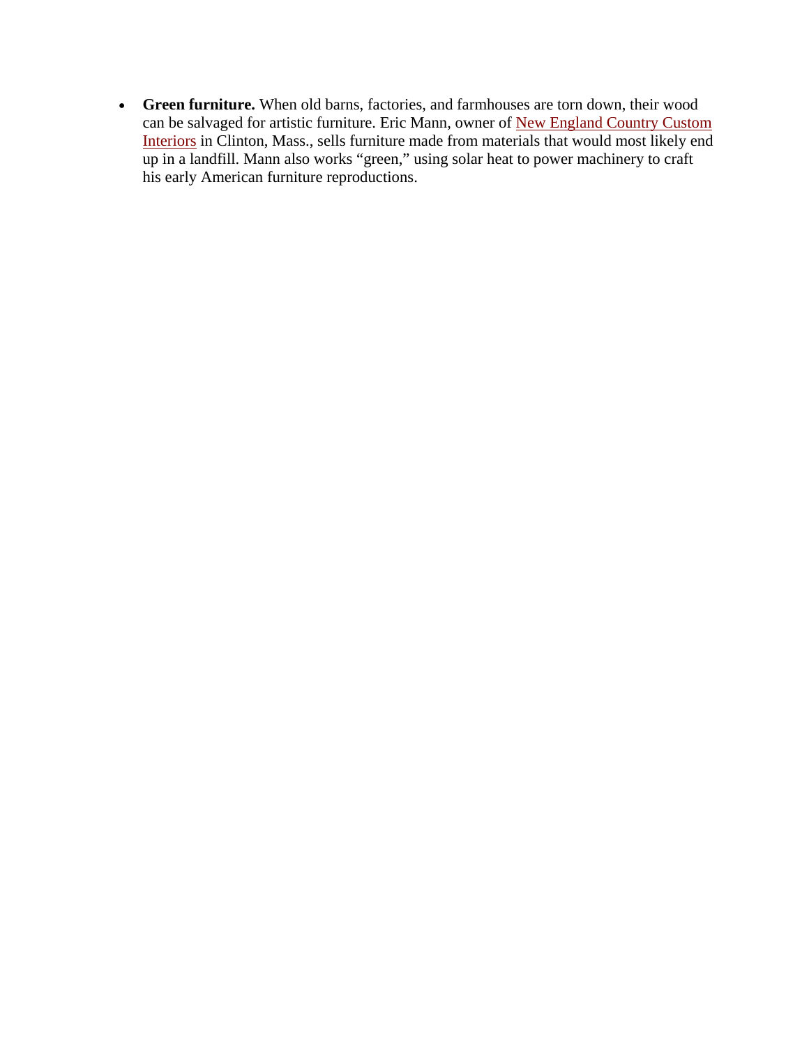- **Green furniture.** When old barns, factories, and farmhouses are torn down, their wood can be salvaged for artistic furniture. Eric Mann, owner of New England Country Custom Interiors in Clinton, Mass., sells furniture made from materials that would most likely end up in a landfill. Mann also works "green," using solar heat to power machinery to craft his early American furniture reproductions.